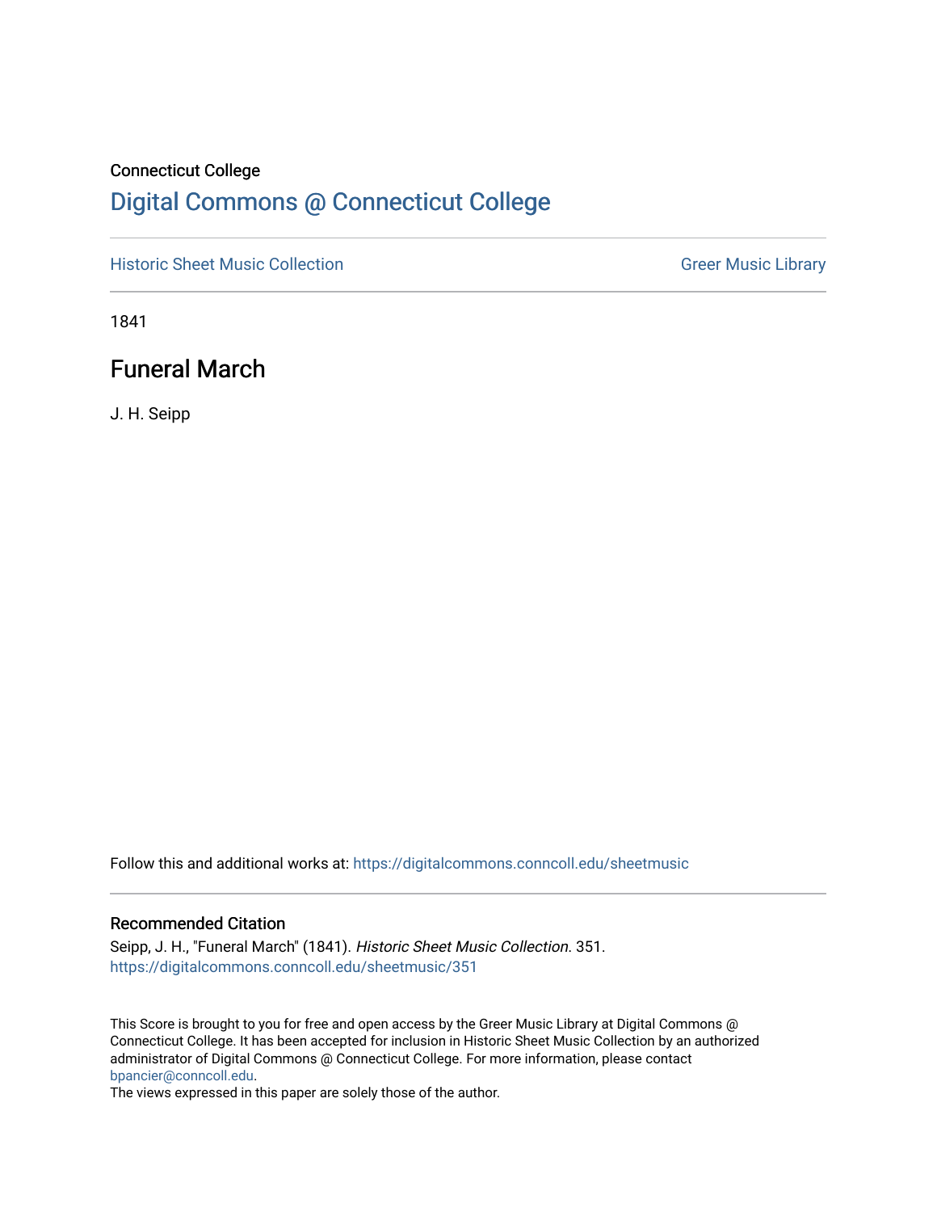Connecticut College

# Digital Commons @ Connecticut College

Historic Sheet Music Collection | Greer Music Library

1841

## Funeral March

J. H. Seipp

Follow this and additional works at: https://digitalcommons.conncoll.edu/sheetmusic

### Recommended Citation

Seipp, J. H., "Funeral March" (1841). *Historic Sheet Music Collection*. 351.
https://digitalcommons.conncoll.edu/sheetmusic/351

This Score is brought to you for free and open access by the Greer Music Library at Digital Commons @ Connecticut College. It has been accepted for inclusion in Historic Sheet Music Collection by an authorized administrator of Digital Commons @ Connecticut College. For more information, please contact bpancier@conncoll.edu.
The views expressed in this paper are solely those of the author.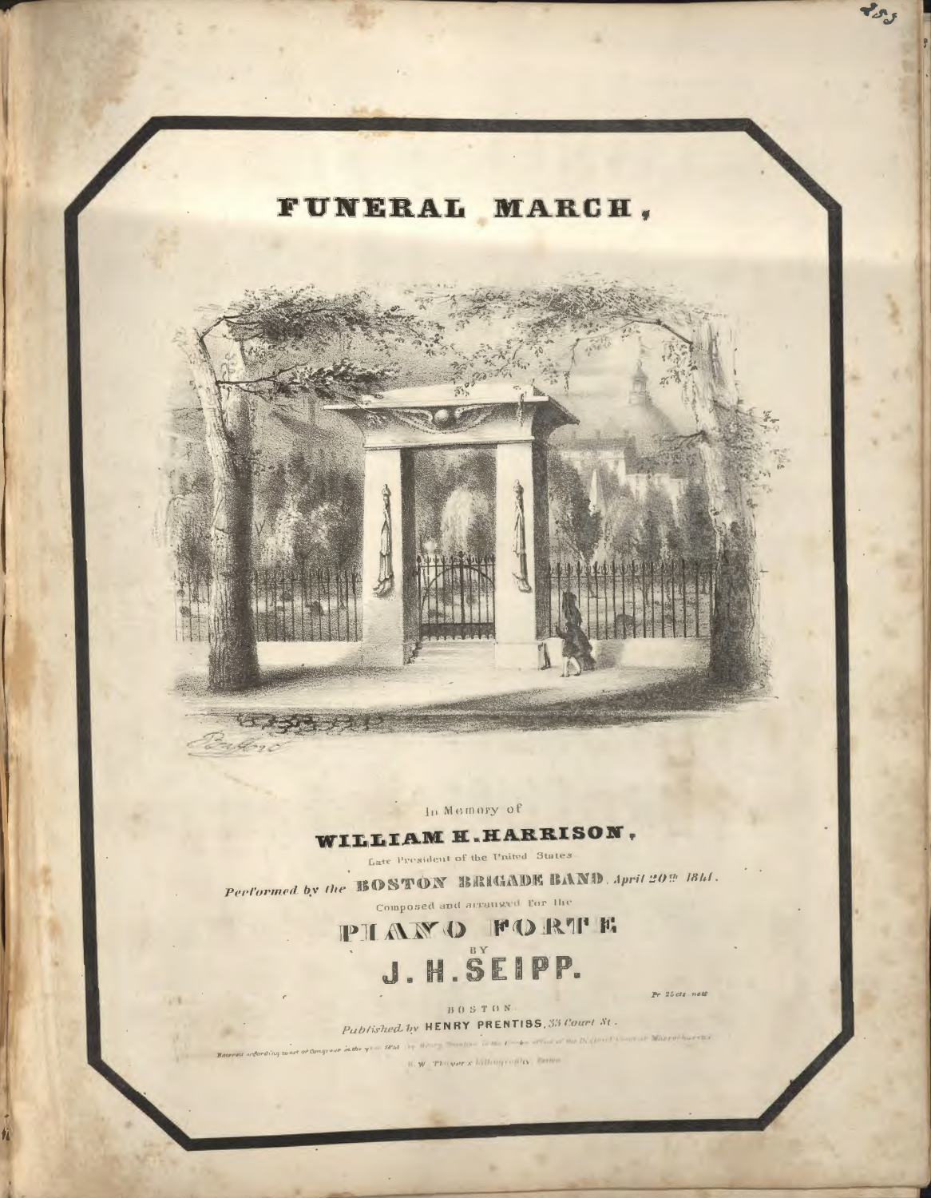# FUNERAL MARCH,

In Memory of

## WILLIAM H. HARRISON,

Late President of the United States

*Performed by the* **BOSTON BRIGADE BAND**, *April 20th 1841.*

Composed and arranged for the

## PIANO FORTE

BY

## J. H. SEIPP.

Pr 25cts nett

BOSTON.

*Published by* HENRY PRENTISS, *33 Court St.*

*Entered according to act of Congress in the year 1841 by Henry Prentiss in the Clerks office of the District Court of Massachusetts*

B. W. Thayer's Lithography, Boston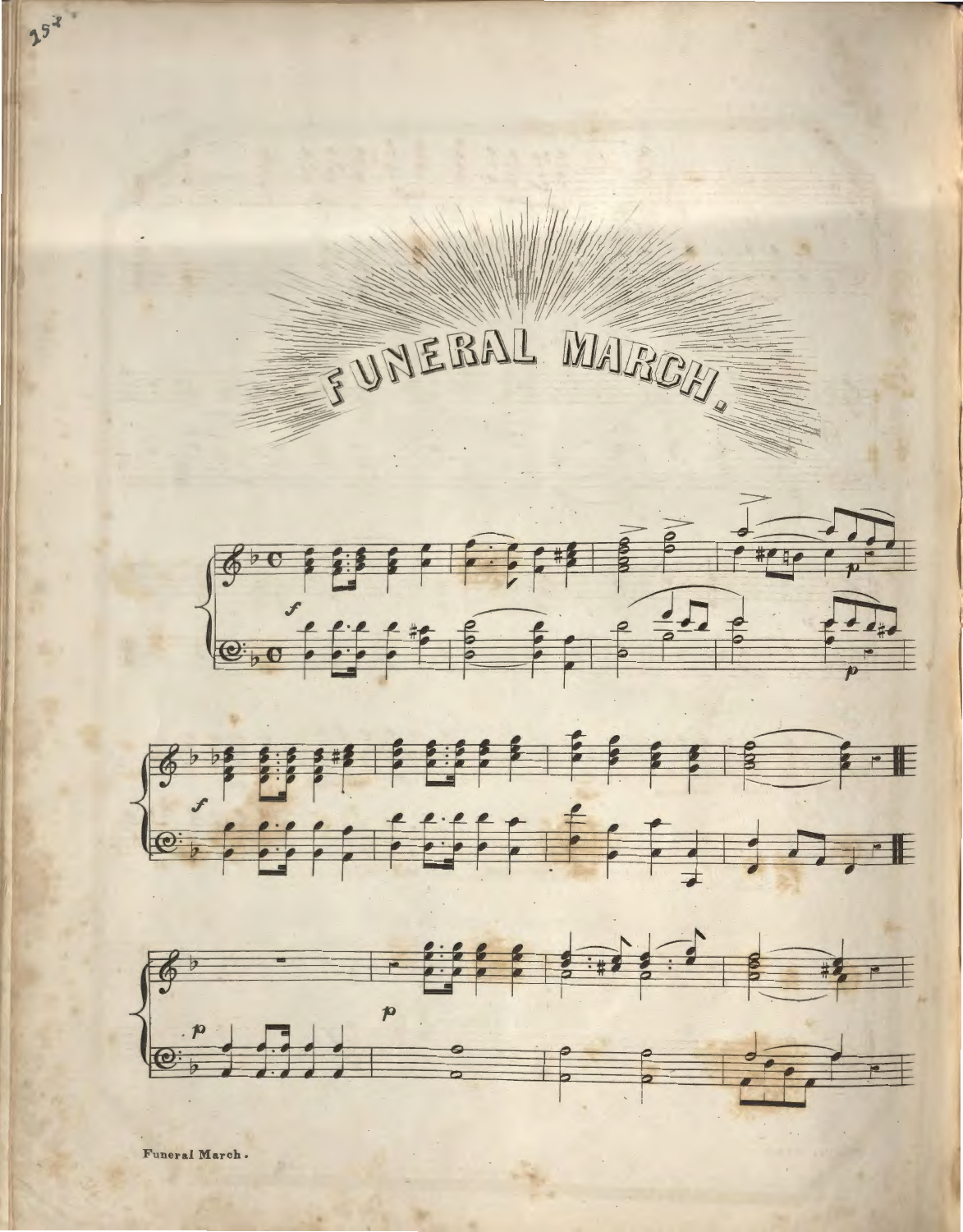# FUNERAL MARCH.

Funeral March.